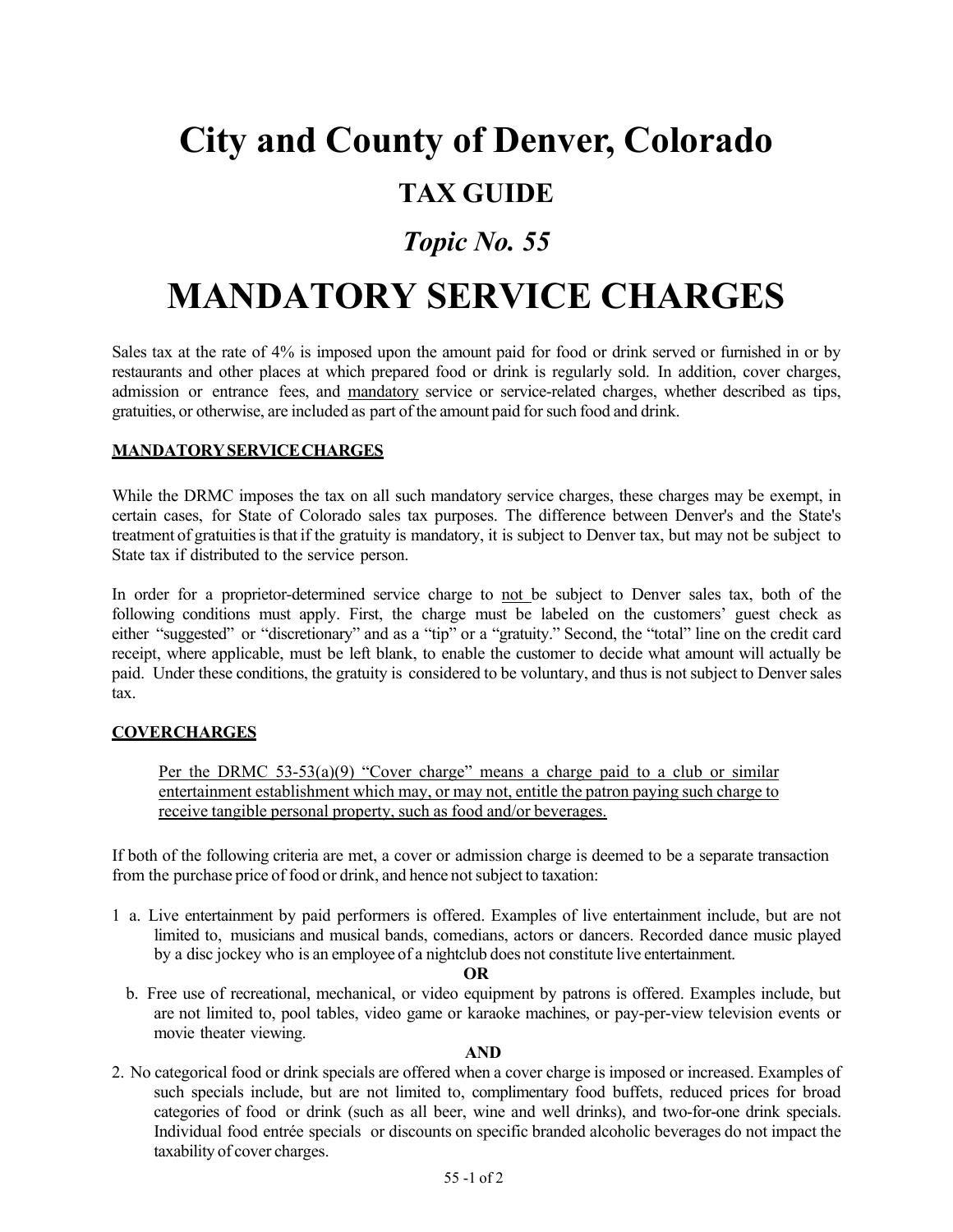# City and County of Denver, Colorado

## TAX GUIDE

### *Topic No. 55*

# MANDATORY SERVICE CHARGES

Sales tax at the rate of 4% is imposed upon the amount paid for food or drink served or furnished in or by restaurants and other places at which prepared food or drink is regularly sold. In addition, cover charges, admission or entrance fees, and <u>mandatory</u> service or service-related charges, whether described as tips, gratuities, or otherwise, are included as part of the amount paid for such food and drink.

**<u>MANDATORY SERVICE CHARGES</u>**

While the DRMC imposes the tax on all such mandatory service charges, these charges may be exempt, in certain cases, for State of Colorado sales tax purposes. The difference between Denver's and the State's treatment of gratuities is that if the gratuity is mandatory, it is subject to Denver tax, but may not be subject to State tax if distributed to the service person.

In order for a proprietor-determined service charge to <u>not</u> be subject to Denver sales tax, both of the following conditions must apply. First, the charge must be labeled on the customers' guest check as either "suggested" or "discretionary" and as a "tip" or a "gratuity." Second, the "total" line on the credit card receipt, where applicable, must be left blank, to enable the customer to decide what amount will actually be paid. Under these conditions, the gratuity is considered to be voluntary, and thus is not subject to Denver sales tax.

**<u>COVER CHARGES</u>**

> <u>Per the DRMC 53-53(a)(9) "Cover charge" means a charge paid to a club or similar entertainment establishment which may, or may not, entitle the patron paying such charge to receive tangible personal property, such as food and/or beverages.</u>

If both of the following criteria are met, a cover or admission charge is deemed to be a separate transaction from the purchase price of food or drink, and hence not subject to taxation:

1 a. Live entertainment by paid performers is offered. Examples of live entertainment include, but are not limited to, musicians and musical bands, comedians, actors or dancers. Recorded dance music played by a disc jockey who is an employee of a nightclub does not constitute live entertainment.

**OR**

b. Free use of recreational, mechanical, or video equipment by patrons is offered. Examples include, but are not limited to, pool tables, video game or karaoke machines, or pay-per-view television events or movie theater viewing.

**AND**

2. No categorical food or drink specials are offered when a cover charge is imposed or increased. Examples of such specials include, but are not limited to, complimentary food buffets, reduced prices for broad categories of food or drink (such as all beer, wine and well drinks), and two-for-one drink specials. Individual food entrée specials or discounts on specific branded alcoholic beverages do not impact the taxability of cover charges.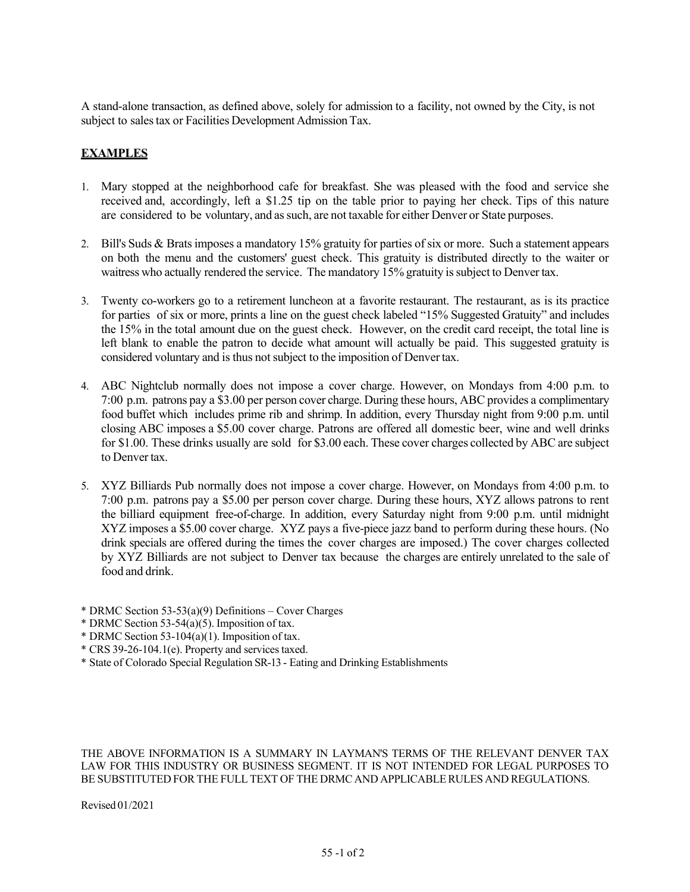A stand-alone transaction, as defined above, solely for admission to a facility, not owned by the City, is not subject to sales tax or Facilities Development Admission Tax.

## EXAMPLES

1. Mary stopped at the neighborhood cafe for breakfast. She was pleased with the food and service she received and, accordingly, left a $1.25 tip on the table prior to paying her check. Tips of this nature are considered to be voluntary, and as such, are not taxable for either Denver or State purposes.

2. Bill's Suds & Brats imposes a mandatory 15% gratuity for parties of six or more. Such a statement appears on both the menu and the customers' guest check. This gratuity is distributed directly to the waiter or waitress who actually rendered the service. The mandatory 15% gratuity is subject to Denver tax.

3. Twenty co-workers go to a retirement luncheon at a favorite restaurant. The restaurant, as is its practice for parties of six or more, prints a line on the guest check labeled "15% Suggested Gratuity" and includes the 15% in the total amount due on the guest check. However, on the credit card receipt, the total line is left blank to enable the patron to decide what amount will actually be paid. This suggested gratuity is considered voluntary and is thus not subject to the imposition of Denver tax.

4. ABC Nightclub normally does not impose a cover charge. However, on Mondays from 4:00 p.m. to 7:00 p.m. patrons pay a $3.00 per person cover charge. During these hours, ABC provides a complimentary food buffet which includes prime rib and shrimp. In addition, every Thursday night from 9:00 p.m. until closing ABC imposes a $5.00 cover charge. Patrons are offered all domestic beer, wine and well drinks for $1.00. These drinks usually are sold for $3.00 each. These cover charges collected by ABC are subject to Denver tax.

5. XYZ Billiards Pub normally does not impose a cover charge. However, on Mondays from 4:00 p.m. to 7:00 p.m. patrons pay a $5.00 per person cover charge. During these hours, XYZ allows patrons to rent the billiard equipment free-of-charge. In addition, every Saturday night from 9:00 p.m. until midnight XYZ imposes a $5.00 cover charge. XYZ pays a five-piece jazz band to perform during these hours. (No drink specials are offered during the times the cover charges are imposed.) The cover charges collected by XYZ Billiards are not subject to Denver tax because the charges are entirely unrelated to the sale of food and drink.

* DRMC Section 53-53(a)(9) Definitions – Cover Charges
* DRMC Section 53-54(a)(5). Imposition of tax.
* DRMC Section 53-104(a)(1). Imposition of tax.
* CRS 39-26-104.1(e). Property and services taxed.
* State of Colorado Special Regulation SR-13 - Eating and Drinking Establishments

THE ABOVE INFORMATION IS A SUMMARY IN LAYMAN'S TERMS OF THE RELEVANT DENVER TAX LAW FOR THIS INDUSTRY OR BUSINESS SEGMENT. IT IS NOT INTENDED FOR LEGAL PURPOSES TO BE SUBSTITUTED FOR THE FULL TEXT OF THE DRMC AND APPLICABLE RULES AND REGULATIONS.

Revised 01/2021